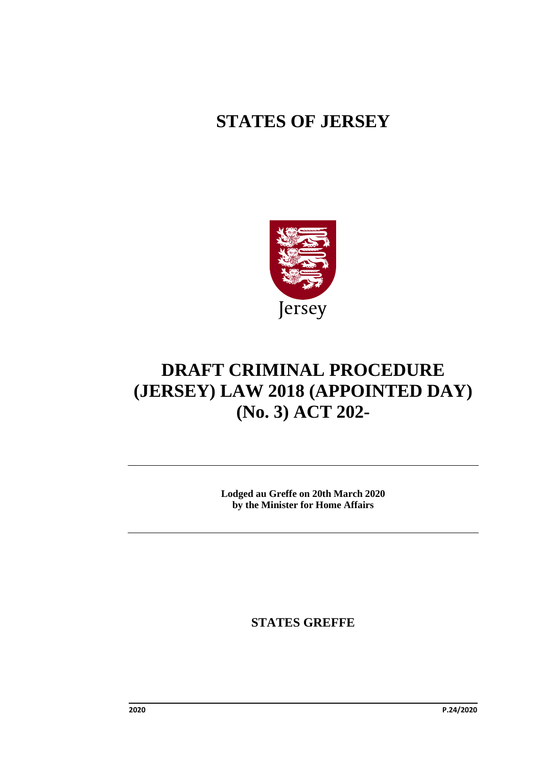# STATES OF JERSEY

Jersey

# DRAFT CRIMINAL PROCEDURE (JERSEY) LAW 2018 (APPOINTED DAY) (No. 3) ACT 202-

**Lodged au Greffe on 20th March 2020**
**by the Minister for Home Affairs**

## STATES GREFFE

2020 P.24/2020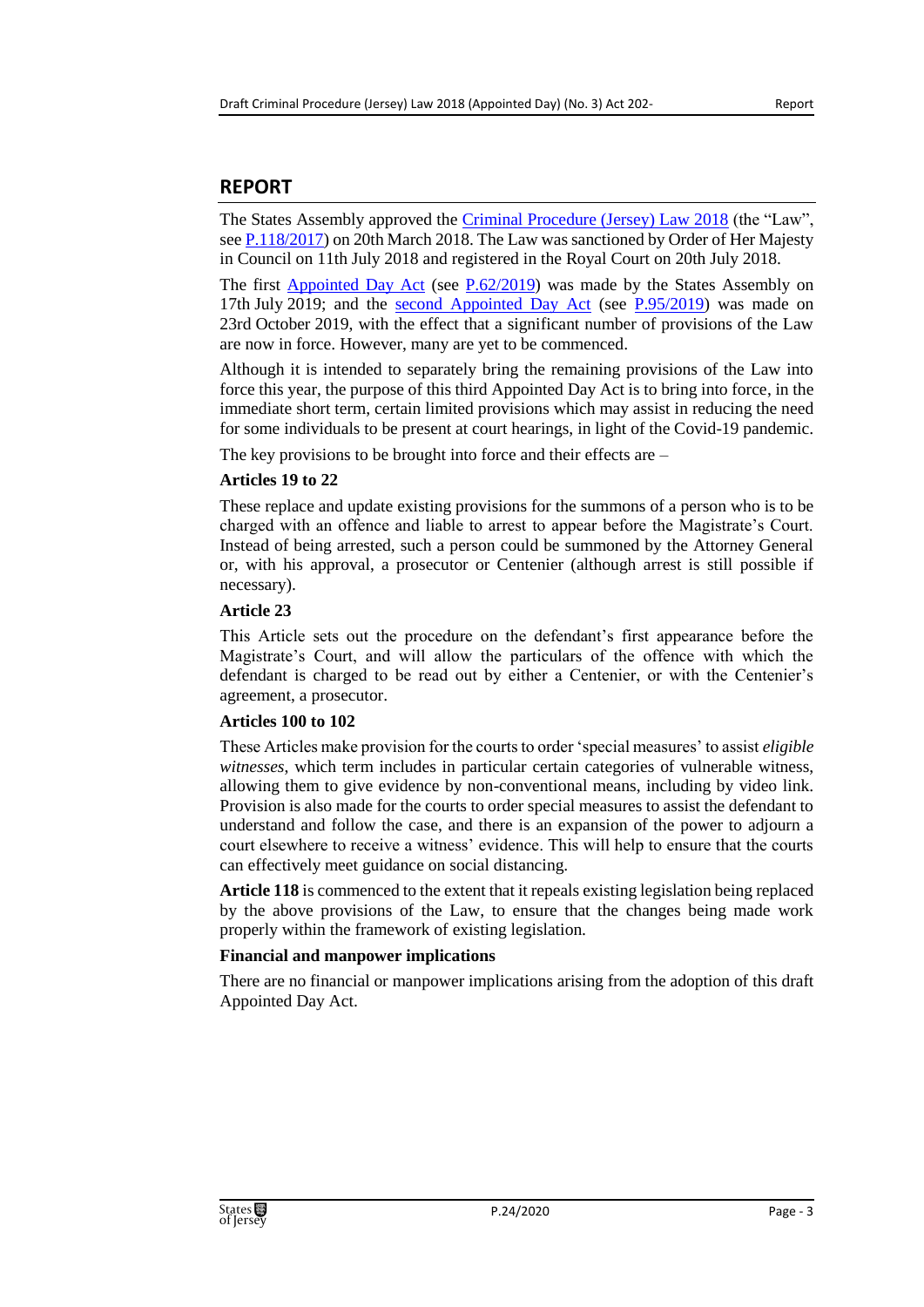## REPORT

The States Assembly approved the Criminal Procedure (Jersey) Law 2018 (the "Law", see P.118/2017) on 20th March 2018. The Law was sanctioned by Order of Her Majesty in Council on 11th July 2018 and registered in the Royal Court on 20th July 2018.

The first Appointed Day Act (see P.62/2019) was made by the States Assembly on 17th July 2019; and the second Appointed Day Act (see P.95/2019) was made on 23rd October 2019, with the effect that a significant number of provisions of the Law are now in force. However, many are yet to be commenced.

Although it is intended to separately bring the remaining provisions of the Law into force this year, the purpose of this third Appointed Day Act is to bring into force, in the immediate short term, certain limited provisions which may assist in reducing the need for some individuals to be present at court hearings, in light of the Covid-19 pandemic.

The key provisions to be brought into force and their effects are –

**Articles 19 to 22**

These replace and update existing provisions for the summons of a person who is to be charged with an offence and liable to arrest to appear before the Magistrate's Court. Instead of being arrested, such a person could be summoned by the Attorney General or, with his approval, a prosecutor or Centenier (although arrest is still possible if necessary).

**Article 23**

This Article sets out the procedure on the defendant's first appearance before the Magistrate's Court, and will allow the particulars of the offence with which the defendant is charged to be read out by either a Centenier, or with the Centenier's agreement, a prosecutor.

**Articles 100 to 102**

These Articles make provision for the courts to order 'special measures' to assist *eligible witnesses*, which term includes in particular certain categories of vulnerable witness, allowing them to give evidence by non-conventional means, including by video link. Provision is also made for the courts to order special measures to assist the defendant to understand and follow the case, and there is an expansion of the power to adjourn a court elsewhere to receive a witness' evidence. This will help to ensure that the courts can effectively meet guidance on social distancing.

**Article 118** is commenced to the extent that it repeals existing legislation being replaced by the above provisions of the Law, to ensure that the changes being made work properly within the framework of existing legislation.

**Financial and manpower implications**

There are no financial or manpower implications arising from the adoption of this draft Appointed Day Act.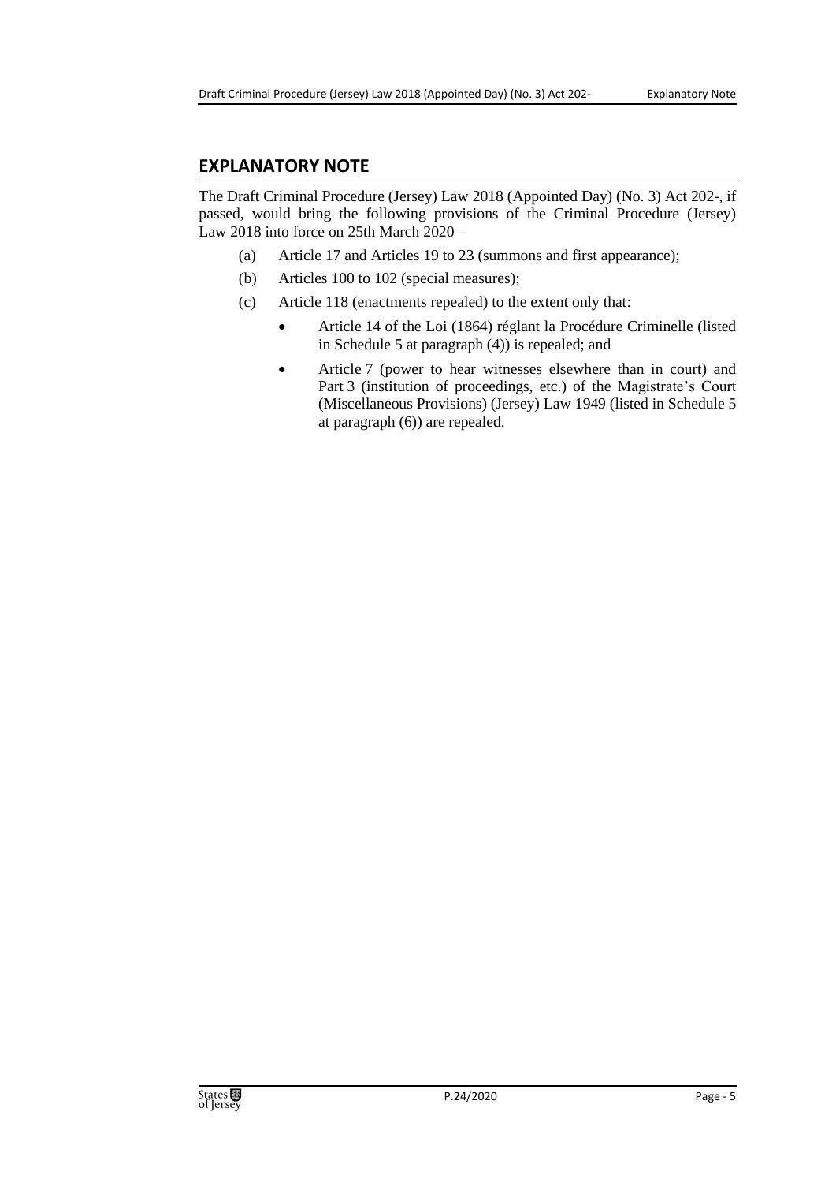## EXPLANATORY NOTE

The Draft Criminal Procedure (Jersey) Law 2018 (Appointed Day) (No. 3) Act 202-, if passed, would bring the following provisions of the Criminal Procedure (Jersey) Law 2018 into force on 25th March 2020 –

(a) Article 17 and Articles 19 to 23 (summons and first appearance);

(b) Articles 100 to 102 (special measures);

(c) Article 118 (enactments repealed) to the extent only that:

- Article 14 of the Loi (1864) réglant la Procédure Criminelle (listed in Schedule 5 at paragraph (4)) is repealed; and
- Article 7 (power to hear witnesses elsewhere than in court) and Part 3 (institution of proceedings, etc.) of the Magistrate's Court (Miscellaneous Provisions) (Jersey) Law 1949 (listed in Schedule 5 at paragraph (6)) are repealed.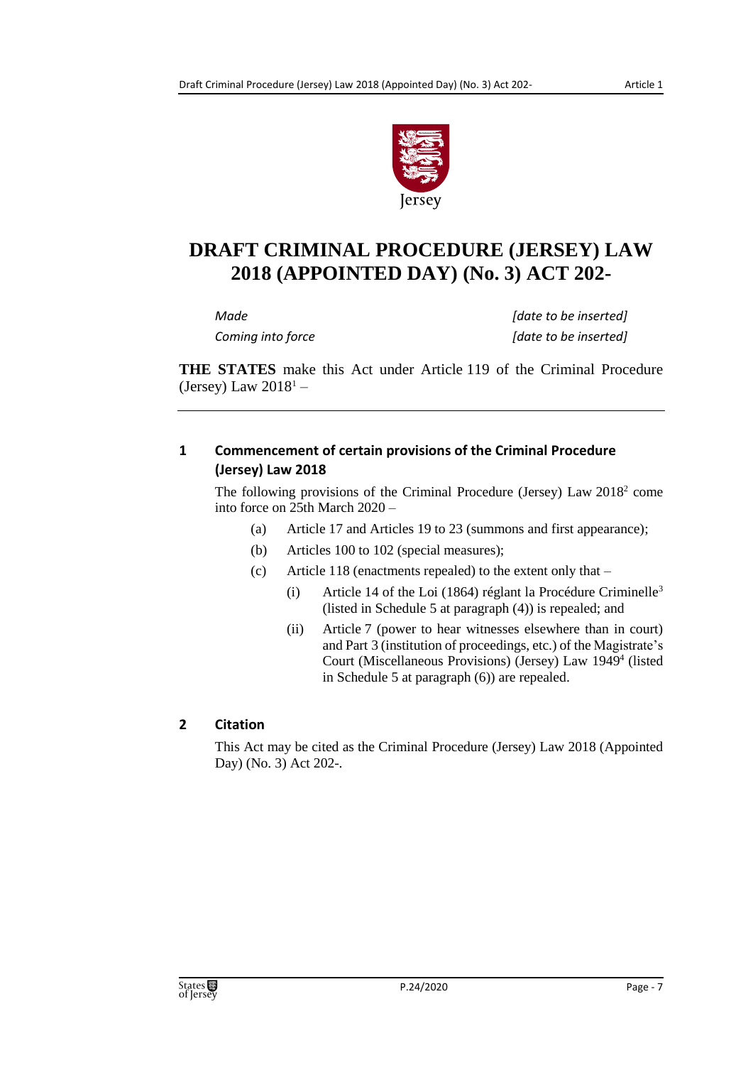# DRAFT CRIMINAL PROCEDURE (JERSEY) LAW 2018 (APPOINTED DAY) (No. 3) ACT 202-

| | |
|---|---|
| *Made* | *[date to be inserted]* |
| *Coming into force* | *[date to be inserted]* |

**THE STATES** make this Act under Article 119 of the Criminal Procedure (Jersey) Law 2018[1] –

## 1 Commencement of certain provisions of the Criminal Procedure (Jersey) Law 2018

The following provisions of the Criminal Procedure (Jersey) Law 2018[2] come into force on 25th March 2020 –

(a) Article 17 and Articles 19 to 23 (summons and first appearance);

(b) Articles 100 to 102 (special measures);

(c) Article 118 (enactments repealed) to the extent only that –

(i) Article 14 of the Loi (1864) réglant la Procédure Criminelle[3] (listed in Schedule 5 at paragraph (4)) is repealed; and

(ii) Article 7 (power to hear witnesses elsewhere than in court) and Part 3 (institution of proceedings, etc.) of the Magistrate's Court (Miscellaneous Provisions) (Jersey) Law 1949[4] (listed in Schedule 5 at paragraph (6)) are repealed.

## 2 Citation

This Act may be cited as the Criminal Procedure (Jersey) Law 2018 (Appointed Day) (No. 3) Act 202-.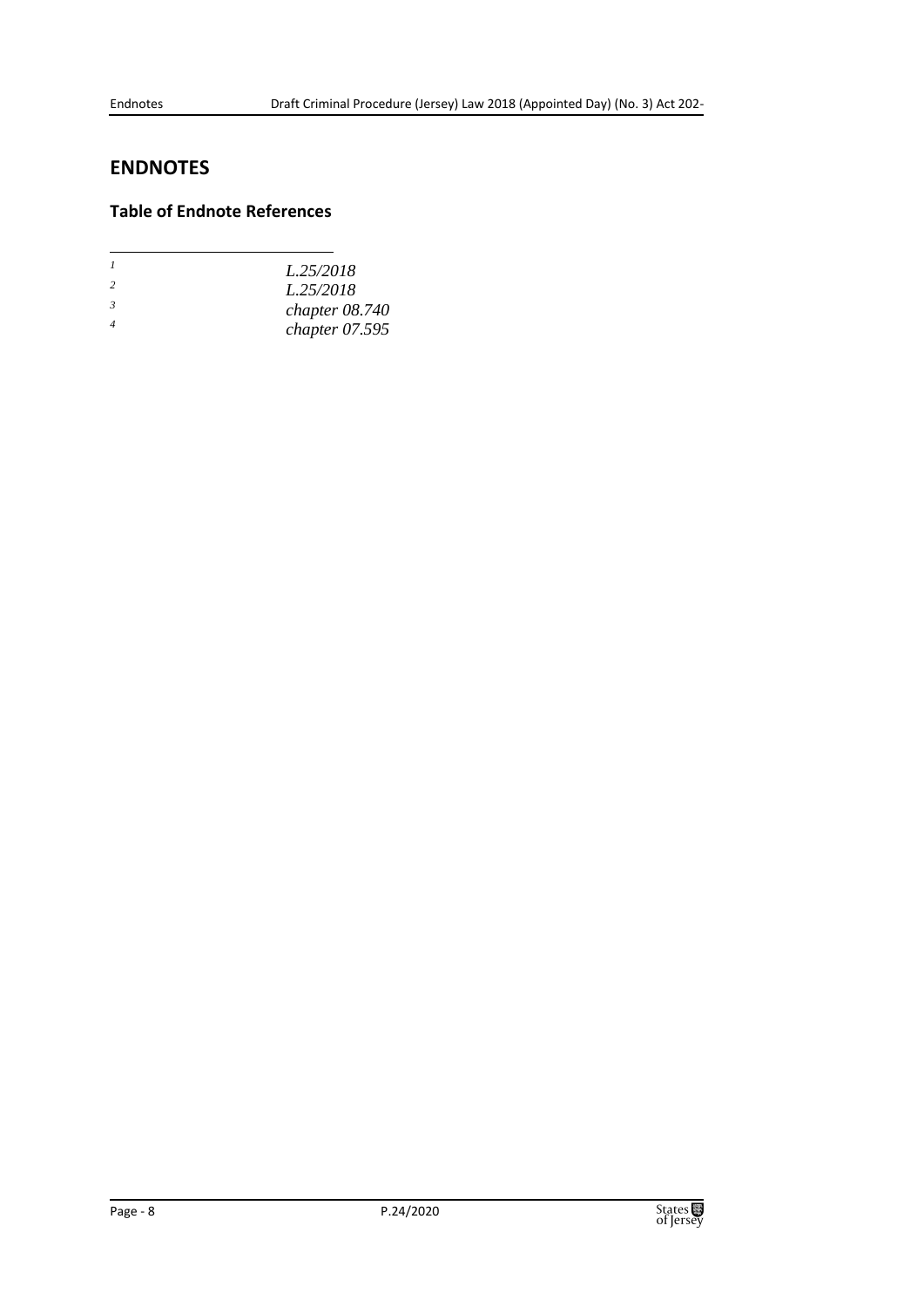## ENDNOTES

### Table of Endnote References

[1] *L.25/2018*
[2] *L.25/2018*
[3] *chapter 08.740*
[4] *chapter 07.595*